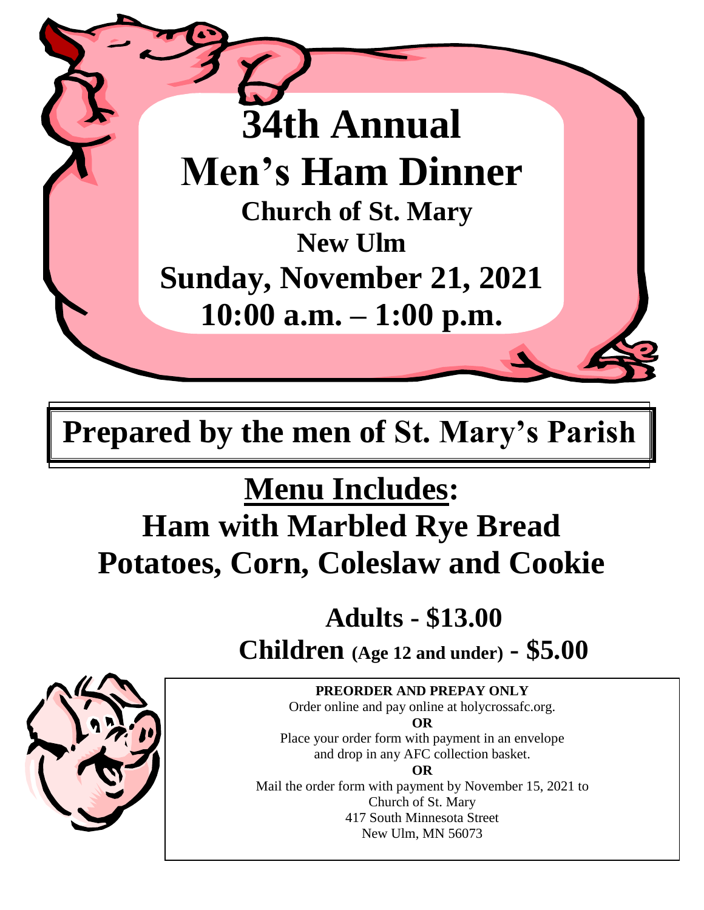# 34th Annual Men's Ham Dinner

**Church of St. Mary**

**New Ulm**

**Sunday, November 21, 2021**

**10:00 a.m. – 1:00 p.m.**

## Prepared by the men of St. Mary's Parish

## Menu Includes:

**Ham with Marbled Rye Bread**

**Potatoes, Corn, Coleslaw and Cookie**

**Adults - $13.00**

**Children (Age 12 and under) - $5.00**

**PREORDER AND PREPAY ONLY**

Order online and pay online at holycrossafc.org.

**OR**

Place your order form with payment in an envelope and drop in any AFC collection basket.

**OR**

Mail the order form with payment by November 15, 2021 to
Church of St. Mary
417 South Minnesota Street
New Ulm, MN 56073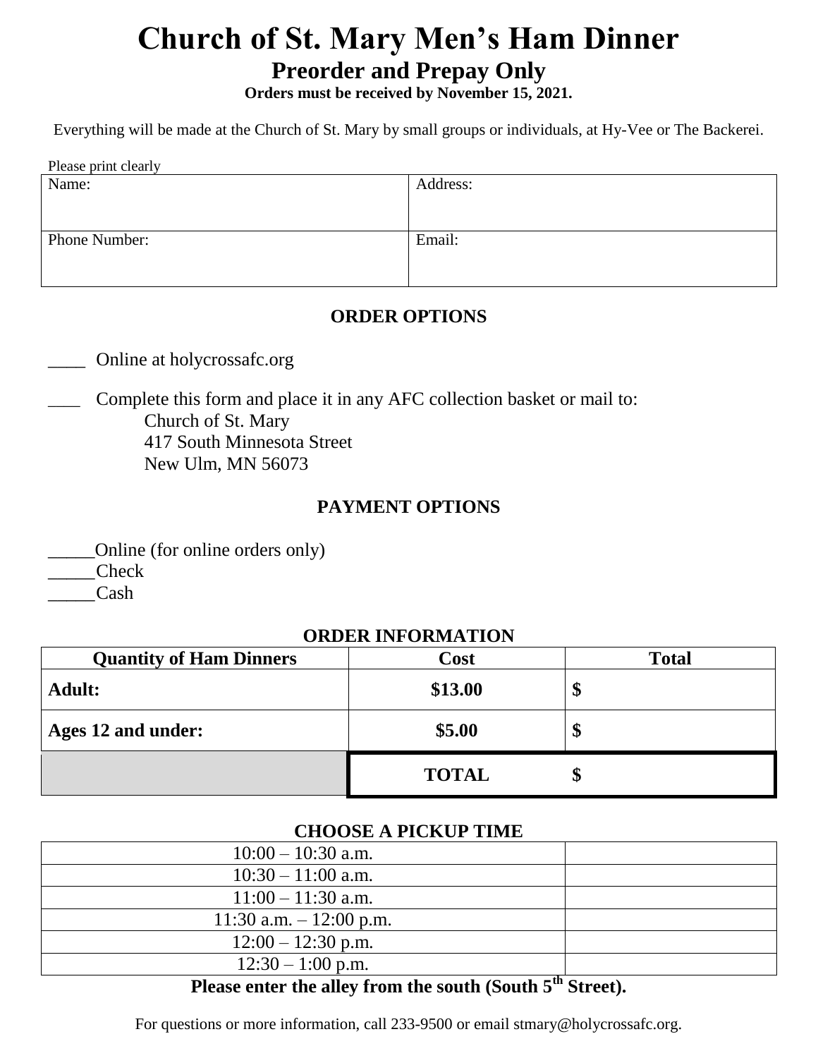# Church of St. Mary Men's Ham Dinner

## Preorder and Prepay Only

**Orders must be received by November 15, 2021.**

Everything will be made at the Church of St. Mary by small groups or individuals, at Hy-Vee or The Backerei.

Please print clearly

| | |
|---|---|
| Name: | Address: |
| Phone Number: | Email: |

### ORDER OPTIONS

____ Online at holycrossafc.org

___ Complete this form and place it in any AFC collection basket or mail to:
Church of St. Mary
417 South Minnesota Street
New Ulm, MN 56073

### PAYMENT OPTIONS

_____Online (for online orders only)
_____Check
_____Cash

### ORDER INFORMATION

| Quantity of Ham Dinners | Cost | Total |
|---|---|---|
| **Adult:** | **$13.00** | **$** |
| **Ages 12 and under:** | **$5.00** | **$** |
| | **TOTAL** | **$** |

### CHOOSE A PICKUP TIME

| | |
|---|---|
| 10:00 – 10:30 a.m. | |
| 10:30 – 11:00 a.m. | |
| 11:00 – 11:30 a.m. | |
| 11:30 a.m. – 12:00 p.m. | |
| 12:00 – 12:30 p.m. | |
| 12:30 – 1:00 p.m. | |

**Please enter the alley from the south (South 5th Street).**

For questions or more information, call 233-9500 or email stmary@holycrossafc.org.